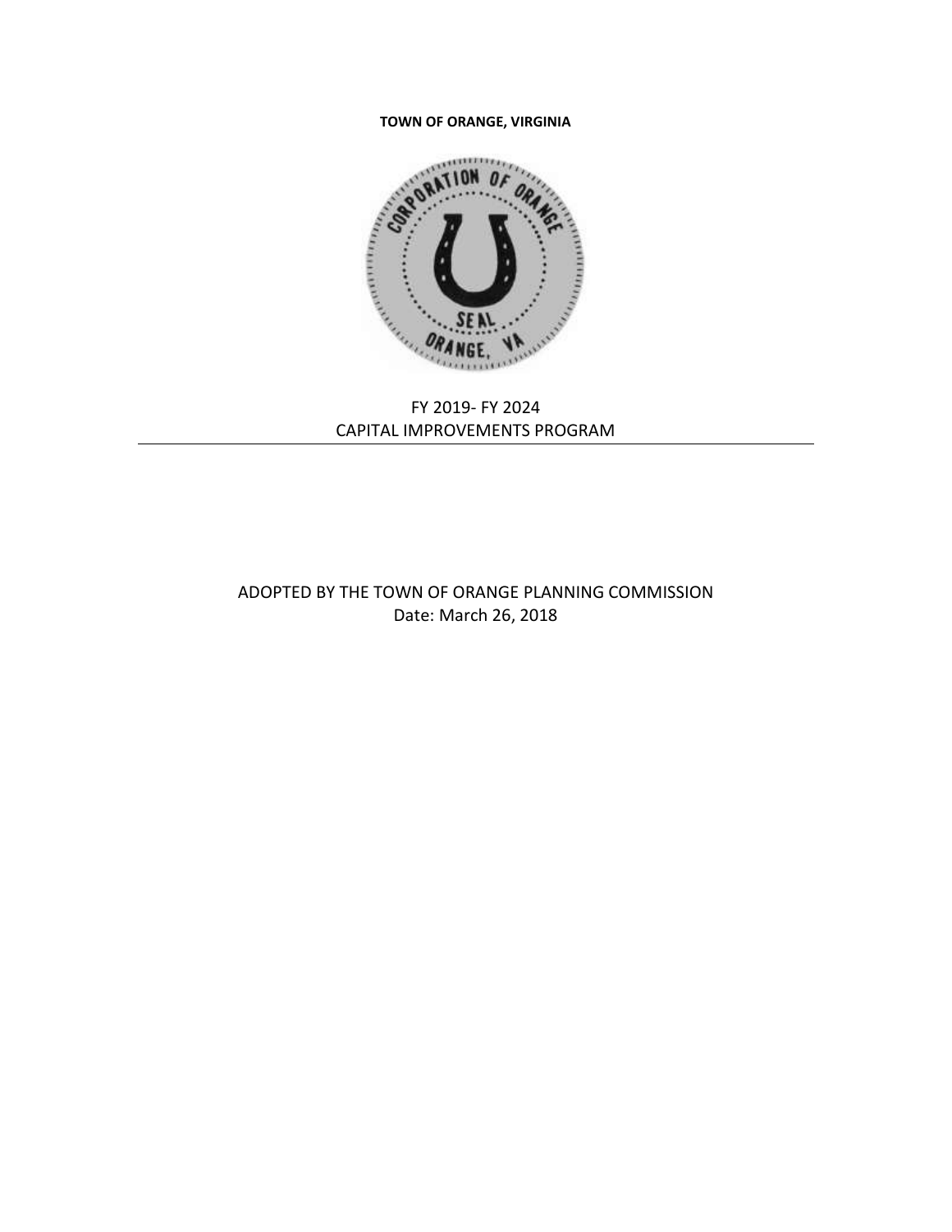**TOWN OF ORANGE, VIRGINIA**

# FY 2019- FY 2024
# CAPITAL IMPROVEMENTS PROGRAM

---

ADOPTED BY THE TOWN OF ORANGE PLANNING COMMISSION
Date: March 26, 2018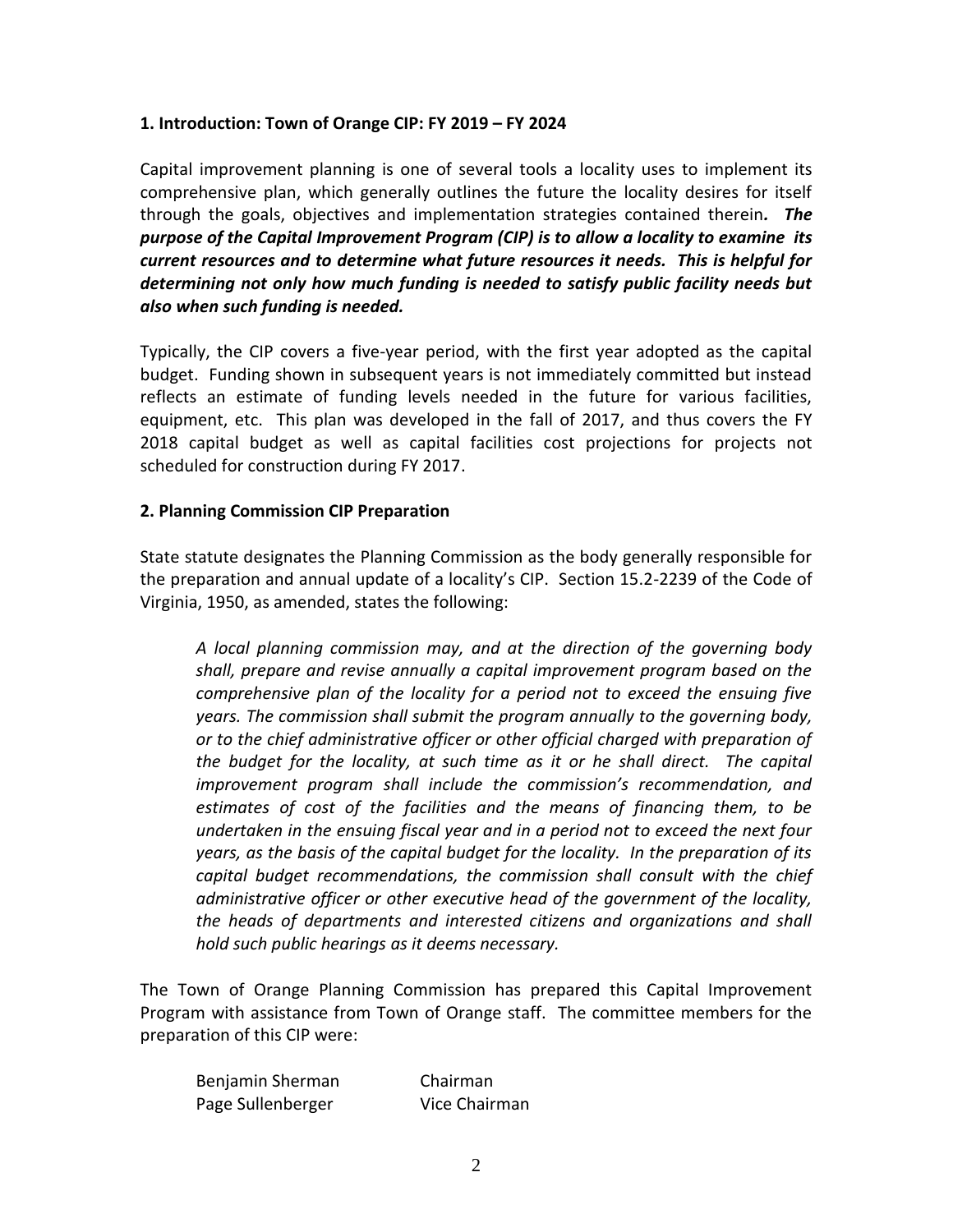**1. Introduction: Town of Orange CIP: FY 2019 – FY 2024**

Capital improvement planning is one of several tools a locality uses to implement its comprehensive plan, which generally outlines the future the locality desires for itself through the goals, objectives and implementation strategies contained therein***. The purpose of the Capital Improvement Program (CIP) is to allow a locality to examine its current resources and to determine what future resources it needs. This is helpful for determining not only how much funding is needed to satisfy public facility needs but also when such funding is needed.***

Typically, the CIP covers a five-year period, with the first year adopted as the capital budget. Funding shown in subsequent years is not immediately committed but instead reflects an estimate of funding levels needed in the future for various facilities, equipment, etc. This plan was developed in the fall of 2017, and thus covers the FY 2018 capital budget as well as capital facilities cost projections for projects not scheduled for construction during FY 2017.

**2. Planning Commission CIP Preparation**

State statute designates the Planning Commission as the body generally responsible for the preparation and annual update of a locality's CIP. Section 15.2-2239 of the Code of Virginia, 1950, as amended, states the following:

> *A local planning commission may, and at the direction of the governing body shall, prepare and revise annually a capital improvement program based on the comprehensive plan of the locality for a period not to exceed the ensuing five years. The commission shall submit the program annually to the governing body, or to the chief administrative officer or other official charged with preparation of the budget for the locality, at such time as it or he shall direct. The capital improvement program shall include the commission's recommendation, and estimates of cost of the facilities and the means of financing them, to be undertaken in the ensuing fiscal year and in a period not to exceed the next four years, as the basis of the capital budget for the locality. In the preparation of its capital budget recommendations, the commission shall consult with the chief administrative officer or other executive head of the government of the locality, the heads of departments and interested citizens and organizations and shall hold such public hearings as it deems necessary.*

The Town of Orange Planning Commission has prepared this Capital Improvement Program with assistance from Town of Orange staff. The committee members for the preparation of this CIP were:

| | |
|---|---|
| Benjamin Sherman | Chairman |
| Page Sullenberger | Vice Chairman |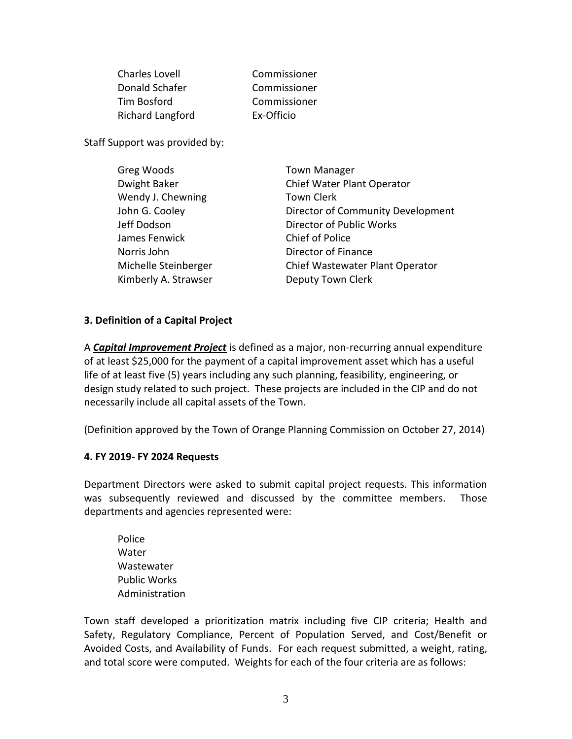| | |
|---|---|
| Charles Lovell | Commissioner |
| Donald Schafer | Commissioner |
| Tim Bosford | Commissioner |
| Richard Langford | Ex-Officio |

Staff Support was provided by:

| | |
|---|---|
| Greg Woods | Town Manager |
| Dwight Baker | Chief Water Plant Operator |
| Wendy J. Chewning | Town Clerk |
| John G. Cooley | Director of Community Development |
| Jeff Dodson | Director of Public Works |
| James Fenwick | Chief of Police |
| Norris John | Director of Finance |
| Michelle Steinberger | Chief Wastewater Plant Operator |
| Kimberly A. Strawser | Deputy Town Clerk |

**3. Definition of a Capital Project**

A ***Capital Improvement Project*** is defined as a major, non-recurring annual expenditure of at least $25,000 for the payment of a capital improvement asset which has a useful life of at least five (5) years including any such planning, feasibility, engineering, or design study related to such project. These projects are included in the CIP and do not necessarily include all capital assets of the Town.

(Definition approved by the Town of Orange Planning Commission on October 27, 2014)

**4. FY 2019- FY 2024 Requests**

Department Directors were asked to submit capital project requests. This information was subsequently reviewed and discussed by the committee members. Those departments and agencies represented were:

- Police
- Water
- Wastewater
- Public Works
- Administration

Town staff developed a prioritization matrix including five CIP criteria; Health and Safety, Regulatory Compliance, Percent of Population Served, and Cost/Benefit or Avoided Costs, and Availability of Funds. For each request submitted, a weight, rating, and total score were computed. Weights for each of the four criteria are as follows: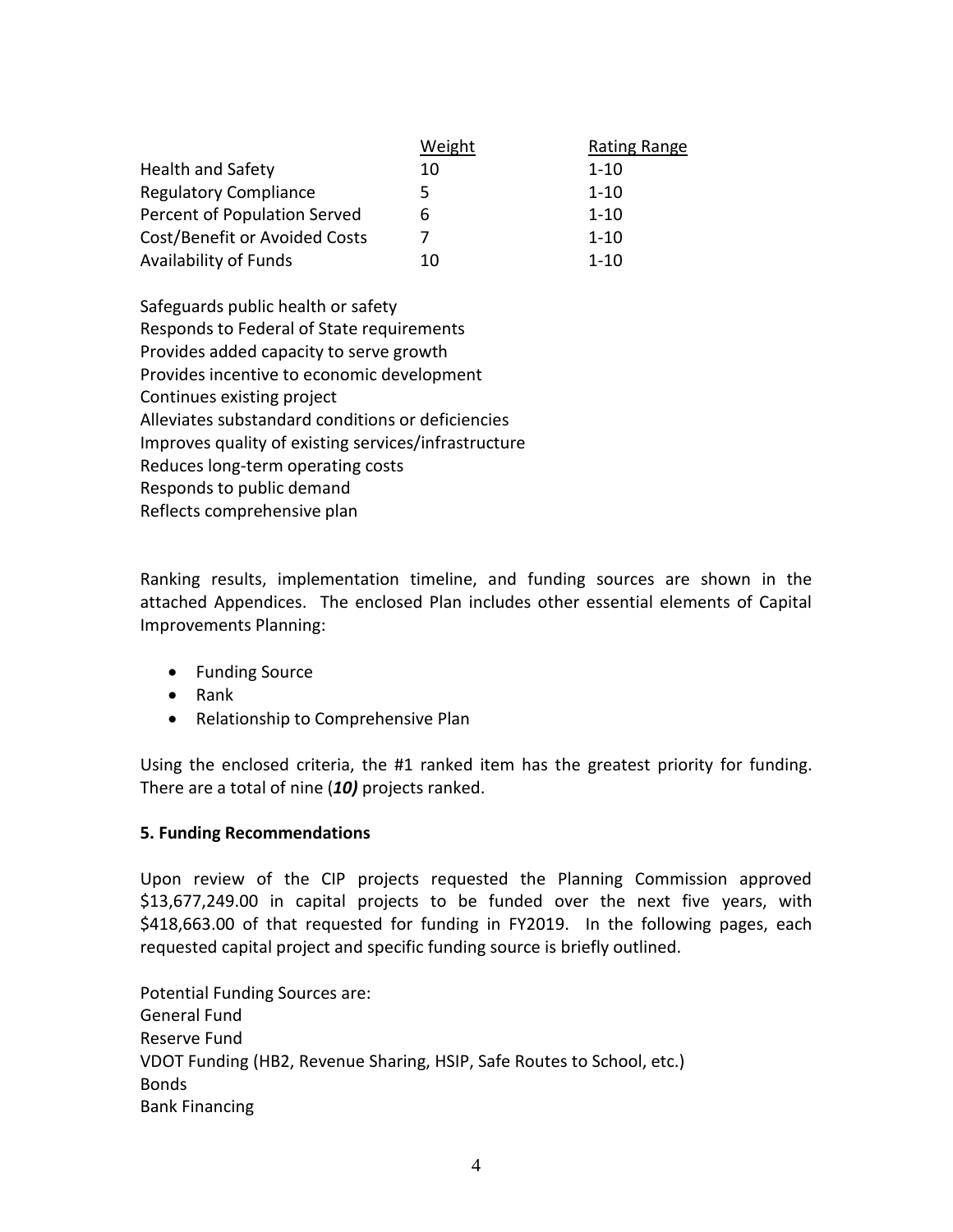| | Weight | Rating Range |
|---|---|---|
| Health and Safety | 10 | 1-10 |
| Regulatory Compliance | 5 | 1-10 |
| Percent of Population Served | 6 | 1-10 |
| Cost/Benefit or Avoided Costs | 7 | 1-10 |
| Availability of Funds | 10 | 1-10 |

Safeguards public health or safety
Responds to Federal of State requirements
Provides added capacity to serve growth
Provides incentive to economic development
Continues existing project
Alleviates substandard conditions or deficiencies
Improves quality of existing services/infrastructure
Reduces long-term operating costs
Responds to public demand
Reflects comprehensive plan

Ranking results, implementation timeline, and funding sources are shown in the attached Appendices. The enclosed Plan includes other essential elements of Capital Improvements Planning:

- Funding Source
- Rank
- Relationship to Comprehensive Plan

Using the enclosed criteria, the #1 ranked item has the greatest priority for funding. There are a total of nine (***10)*** projects ranked.

**5. Funding Recommendations**

Upon review of the CIP projects requested the Planning Commission approved $13,677,249.00 in capital projects to be funded over the next five years, with $418,663.00 of that requested for funding in FY2019. In the following pages, each requested capital project and specific funding source is briefly outlined.

Potential Funding Sources are:
General Fund
Reserve Fund
VDOT Funding (HB2, Revenue Sharing, HSIP, Safe Routes to School, etc.)
Bonds
Bank Financing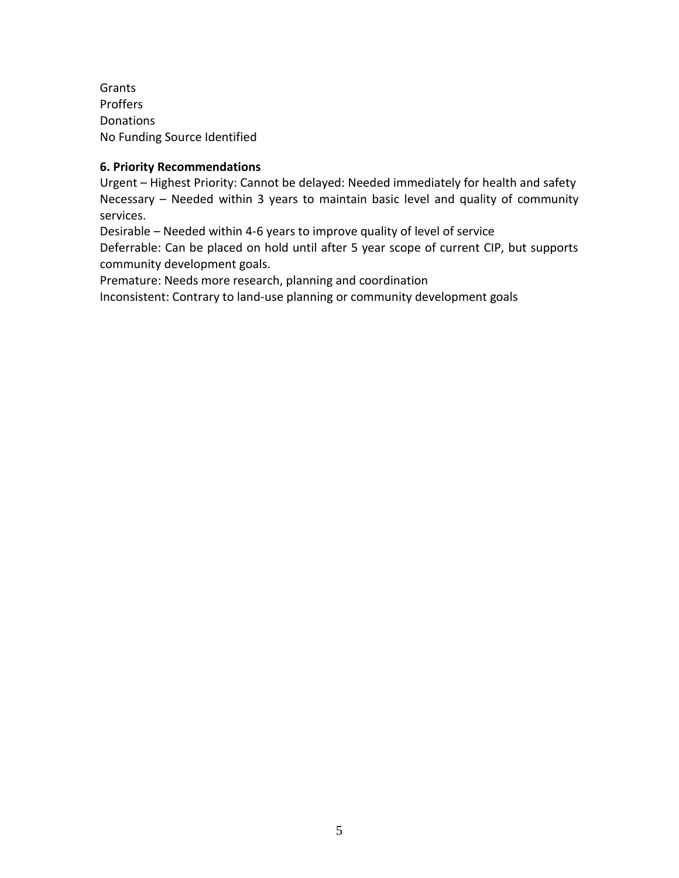Grants
Proffers
Donations
No Funding Source Identified

**6. Priority Recommendations**

Urgent – Highest Priority: Cannot be delayed: Needed immediately for health and safety
Necessary – Needed within 3 years to maintain basic level and quality of community services.
Desirable – Needed within 4-6 years to improve quality of level of service
Deferrable: Can be placed on hold until after 5 year scope of current CIP, but supports community development goals.
Premature: Needs more research, planning and coordination
Inconsistent: Contrary to land-use planning or community development goals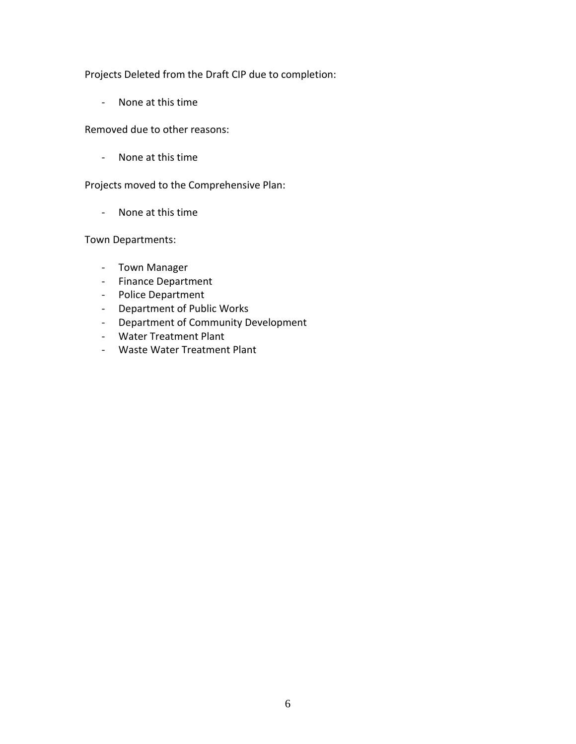Projects Deleted from the Draft CIP due to completion:

- None at this time

Removed due to other reasons:

- None at this time

Projects moved to the Comprehensive Plan:

- None at this time

Town Departments:

- Town Manager
- Finance Department
- Police Department
- Department of Public Works
- Department of Community Development
- Water Treatment Plant
- Waste Water Treatment Plant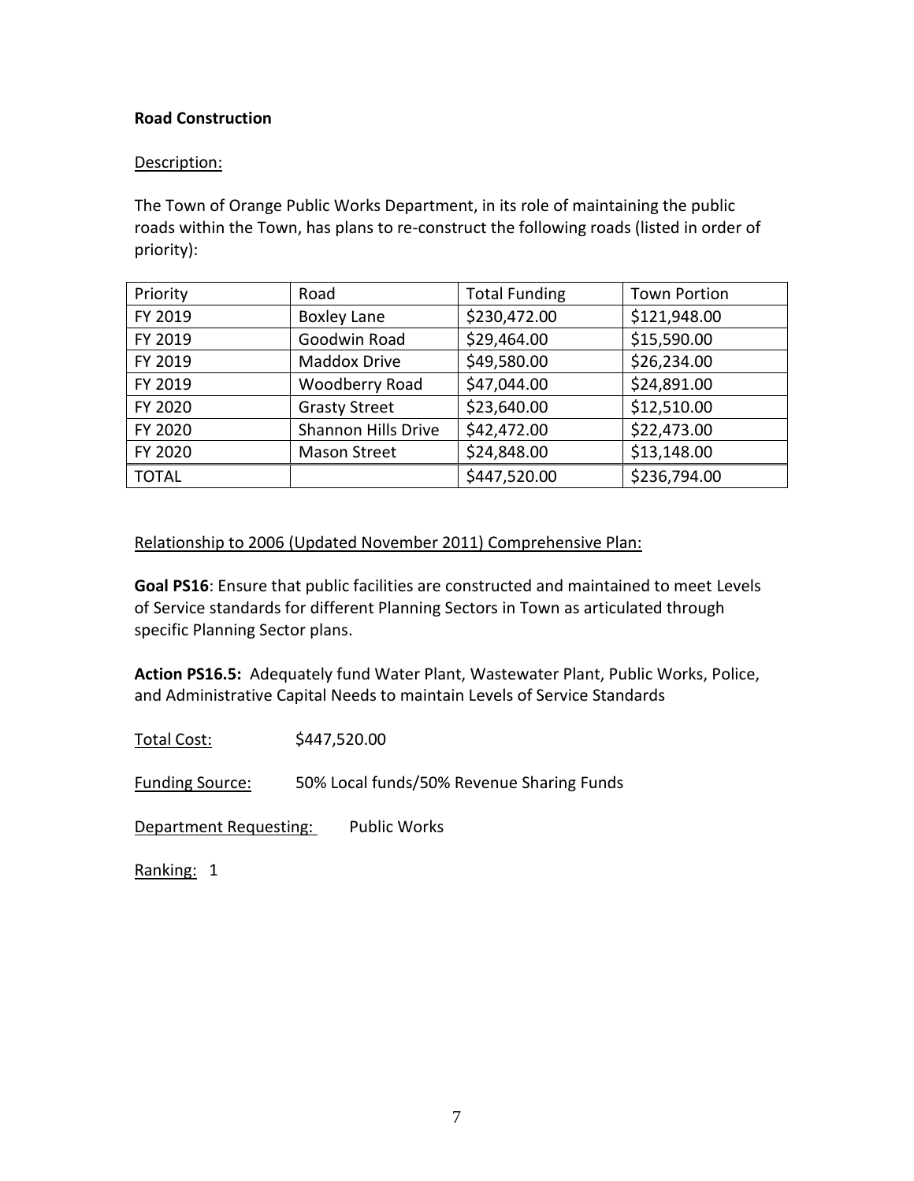**Road Construction**

Description:

The Town of Orange Public Works Department, in its role of maintaining the public roads within the Town, has plans to re-construct the following roads (listed in order of priority):

| Priority | Road | Total Funding | Town Portion |
|---|---|---|---|
| FY 2019 | Boxley Lane | $230,472.00 | $121,948.00 |
| FY 2019 | Goodwin Road | $29,464.00 | $15,590.00 |
| FY 2019 | Maddox Drive | $49,580.00 | $26,234.00 |
| FY 2019 | Woodberry Road | $47,044.00 | $24,891.00 |
| FY 2020 | Grasty Street | $23,640.00 | $12,510.00 |
| FY 2020 | Shannon Hills Drive | $42,472.00 | $22,473.00 |
| FY 2020 | Mason Street | $24,848.00 | $13,148.00 |
| TOTAL | | $447,520.00 | $236,794.00 |

Relationship to 2006 (Updated November 2011) Comprehensive Plan:

**Goal PS16**: Ensure that public facilities are constructed and maintained to meet Levels of Service standards for different Planning Sectors in Town as articulated through specific Planning Sector plans.

**Action PS16.5:** Adequately fund Water Plant, Wastewater Plant, Public Works, Police, and Administrative Capital Needs to maintain Levels of Service Standards

Total Cost: $447,520.00

Funding Source: 50% Local funds/50% Revenue Sharing Funds

Department Requesting: Public Works

Ranking: 1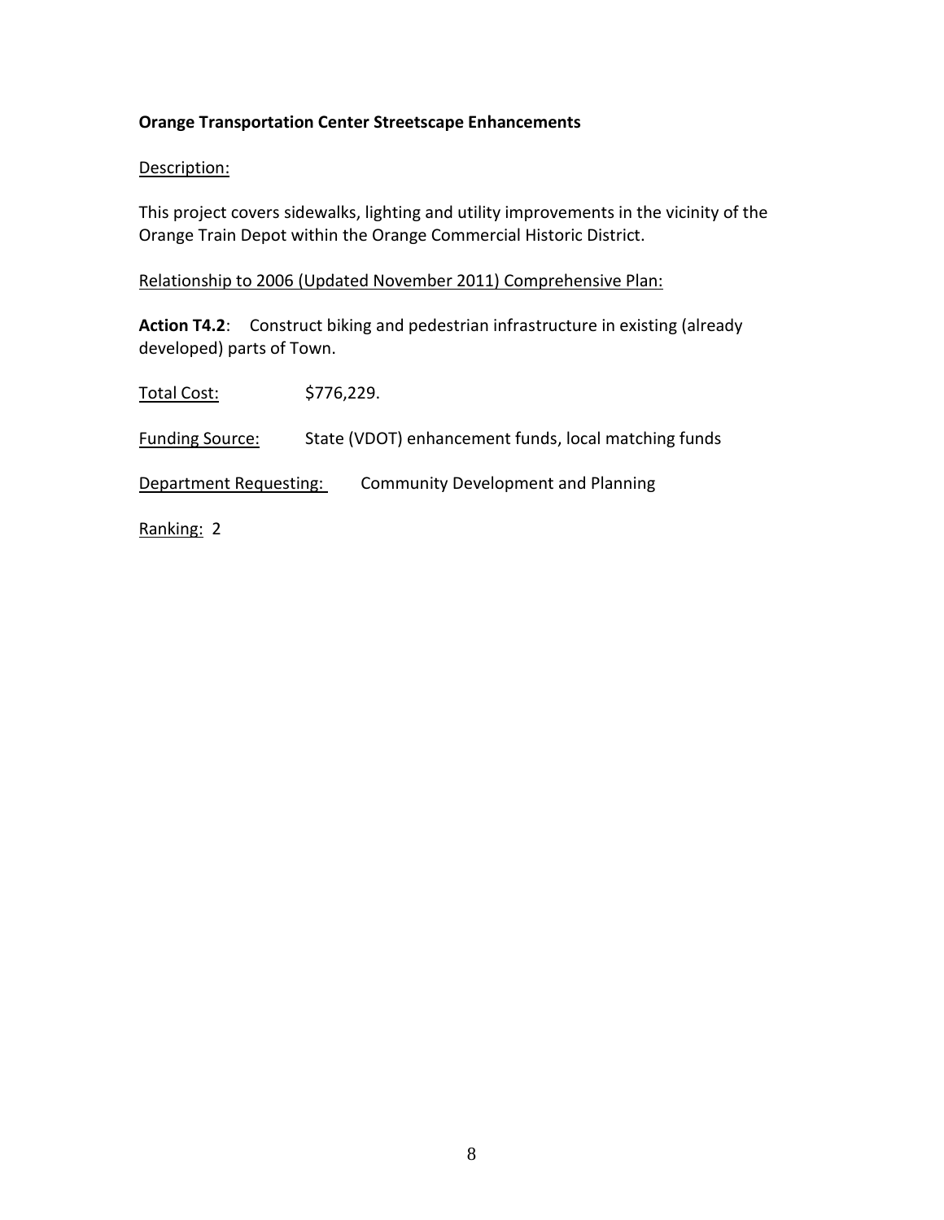**Orange Transportation Center Streetscape Enhancements**

Description:

This project covers sidewalks, lighting and utility improvements in the vicinity of the Orange Train Depot within the Orange Commercial Historic District.

Relationship to 2006 (Updated November 2011) Comprehensive Plan:

**Action T4.2**: Construct biking and pedestrian infrastructure in existing (already developed) parts of Town.

Total Cost: $776,229.

Funding Source: State (VDOT) enhancement funds, local matching funds

Department Requesting: Community Development and Planning

Ranking: 2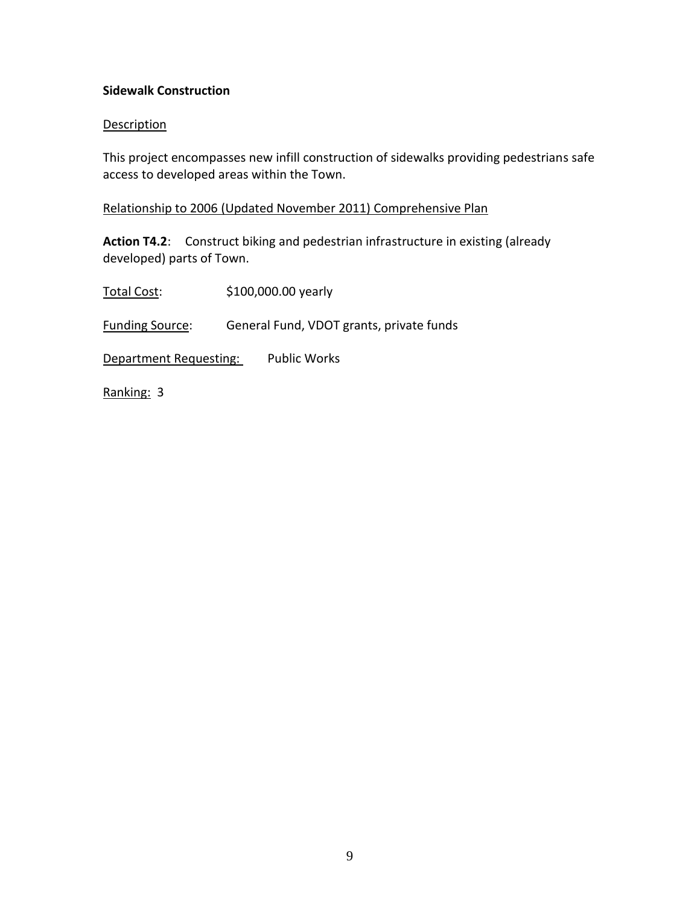**Sidewalk Construction**

Description

This project encompasses new infill construction of sidewalks providing pedestrians safe access to developed areas within the Town.

Relationship to 2006 (Updated November 2011) Comprehensive Plan

**Action T4.2**: Construct biking and pedestrian infrastructure in existing (already developed) parts of Town.

Total Cost: $100,000.00 yearly

Funding Source: General Fund, VDOT grants, private funds

Department Requesting: Public Works

Ranking: 3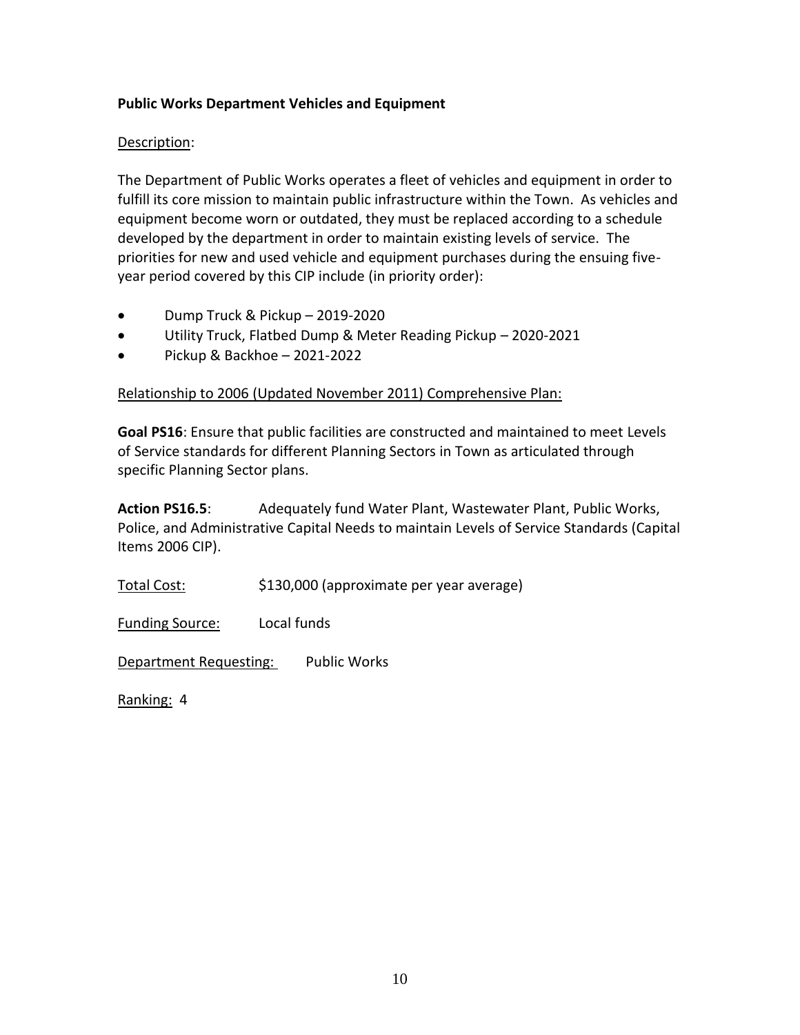**Public Works Department Vehicles and Equipment**

Description:

The Department of Public Works operates a fleet of vehicles and equipment in order to fulfill its core mission to maintain public infrastructure within the Town. As vehicles and equipment become worn or outdated, they must be replaced according to a schedule developed by the department in order to maintain existing levels of service. The priorities for new and used vehicle and equipment purchases during the ensuing five-year period covered by this CIP include (in priority order):

- Dump Truck & Pickup – 2019-2020
- Utility Truck, Flatbed Dump & Meter Reading Pickup – 2020-2021
- Pickup & Backhoe – 2021-2022

Relationship to 2006 (Updated November 2011) Comprehensive Plan:

**Goal PS16**: Ensure that public facilities are constructed and maintained to meet Levels of Service standards for different Planning Sectors in Town as articulated through specific Planning Sector plans.

**Action PS16.5**: Adequately fund Water Plant, Wastewater Plant, Public Works, Police, and Administrative Capital Needs to maintain Levels of Service Standards (Capital Items 2006 CIP).

Total Cost: $130,000 (approximate per year average)

Funding Source: Local funds

Department Requesting: Public Works

Ranking: 4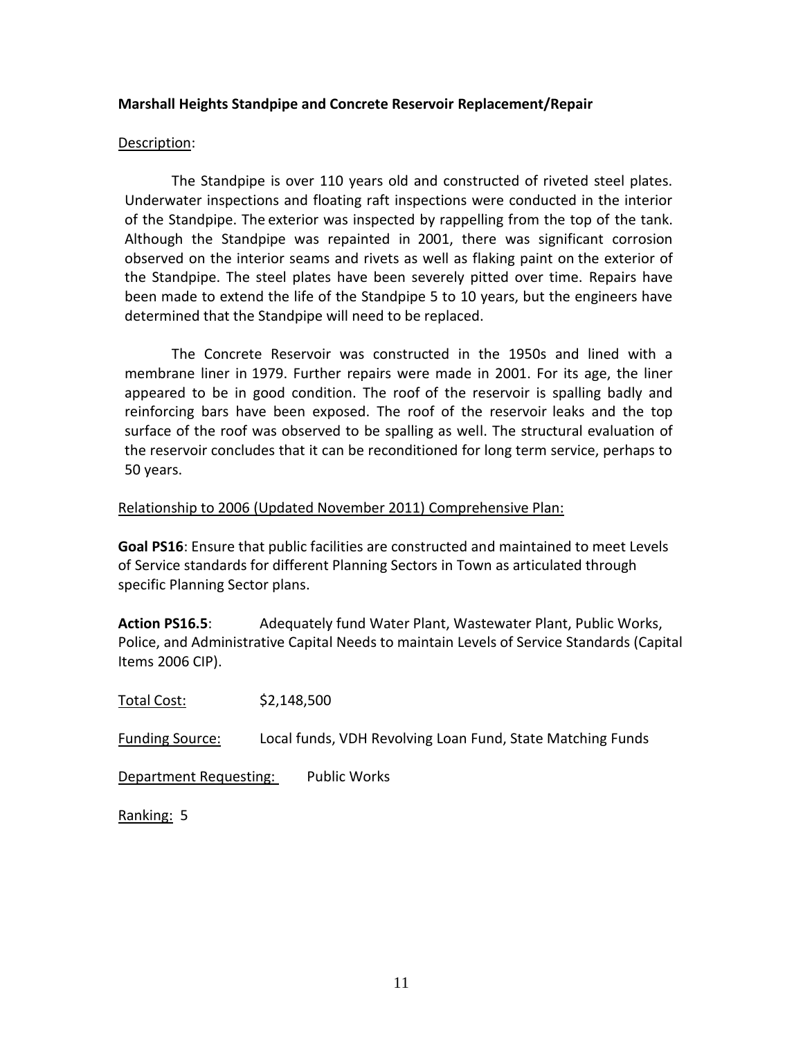**Marshall Heights Standpipe and Concrete Reservoir Replacement/Repair**

Description:

The Standpipe is over 110 years old and constructed of riveted steel plates. Underwater inspections and floating raft inspections were conducted in the interior of the Standpipe. The exterior was inspected by rappelling from the top of the tank. Although the Standpipe was repainted in 2001, there was significant corrosion observed on the interior seams and rivets as well as flaking paint on the exterior of the Standpipe. The steel plates have been severely pitted over time. Repairs have been made to extend the life of the Standpipe 5 to 10 years, but the engineers have determined that the Standpipe will need to be replaced.

The Concrete Reservoir was constructed in the 1950s and lined with a membrane liner in 1979. Further repairs were made in 2001. For its age, the liner appeared to be in good condition. The roof of the reservoir is spalling badly and reinforcing bars have been exposed. The roof of the reservoir leaks and the top surface of the roof was observed to be spalling as well. The structural evaluation of the reservoir concludes that it can be reconditioned for long term service, perhaps to 50 years.

Relationship to 2006 (Updated November 2011) Comprehensive Plan:

**Goal PS16**: Ensure that public facilities are constructed and maintained to meet Levels of Service standards for different Planning Sectors in Town as articulated through specific Planning Sector plans.

**Action PS16.5**: Adequately fund Water Plant, Wastewater Plant, Public Works, Police, and Administrative Capital Needs to maintain Levels of Service Standards (Capital Items 2006 CIP).

Total Cost: $2,148,500

Funding Source: Local funds, VDH Revolving Loan Fund, State Matching Funds

Department Requesting: Public Works

Ranking: 5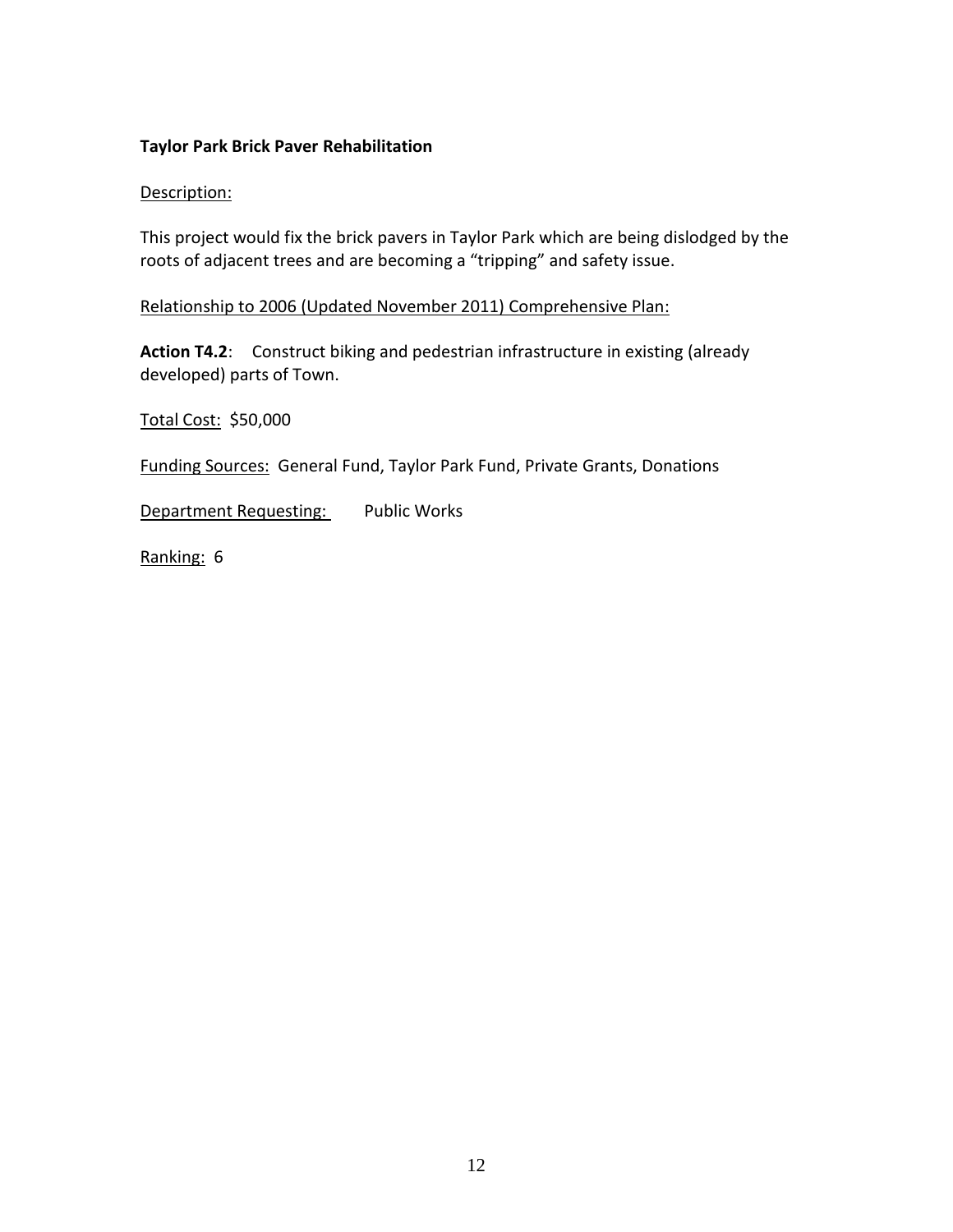**Taylor Park Brick Paver Rehabilitation**

Description:

This project would fix the brick pavers in Taylor Park which are being dislodged by the roots of adjacent trees and are becoming a "tripping" and safety issue.

Relationship to 2006 (Updated November 2011) Comprehensive Plan:

**Action T4.2**: Construct biking and pedestrian infrastructure in existing (already developed) parts of Town.

Total Cost: $50,000

Funding Sources: General Fund, Taylor Park Fund, Private Grants, Donations

Department Requesting: Public Works

Ranking: 6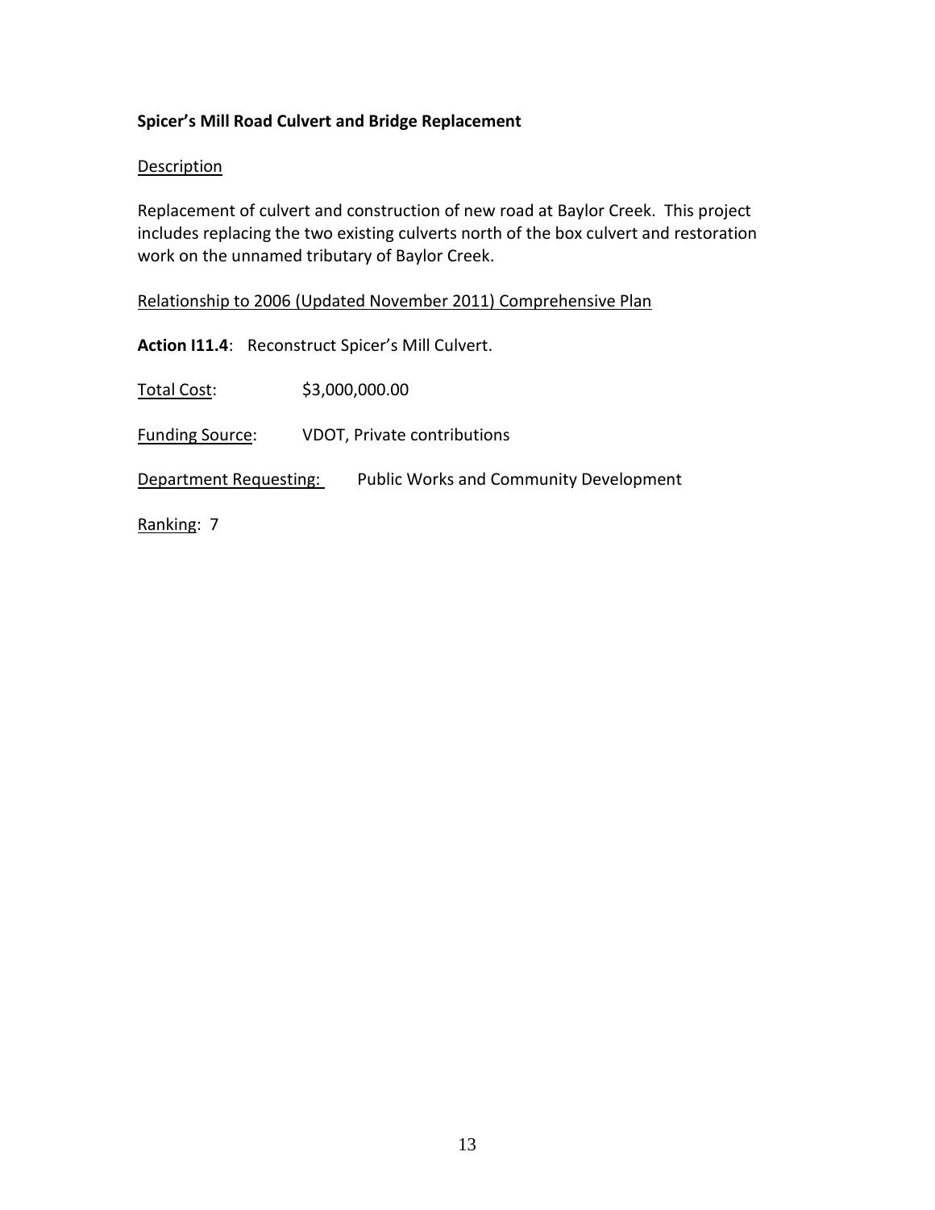**Spicer's Mill Road Culvert and Bridge Replacement**

Description

Replacement of culvert and construction of new road at Baylor Creek. This project includes replacing the two existing culverts north of the box culvert and restoration work on the unnamed tributary of Baylor Creek.

Relationship to 2006 (Updated November 2011) Comprehensive Plan

**Action I11.4**: Reconstruct Spicer's Mill Culvert.

Total Cost: $3,000,000.00

Funding Source: VDOT, Private contributions

Department Requesting: Public Works and Community Development

Ranking: 7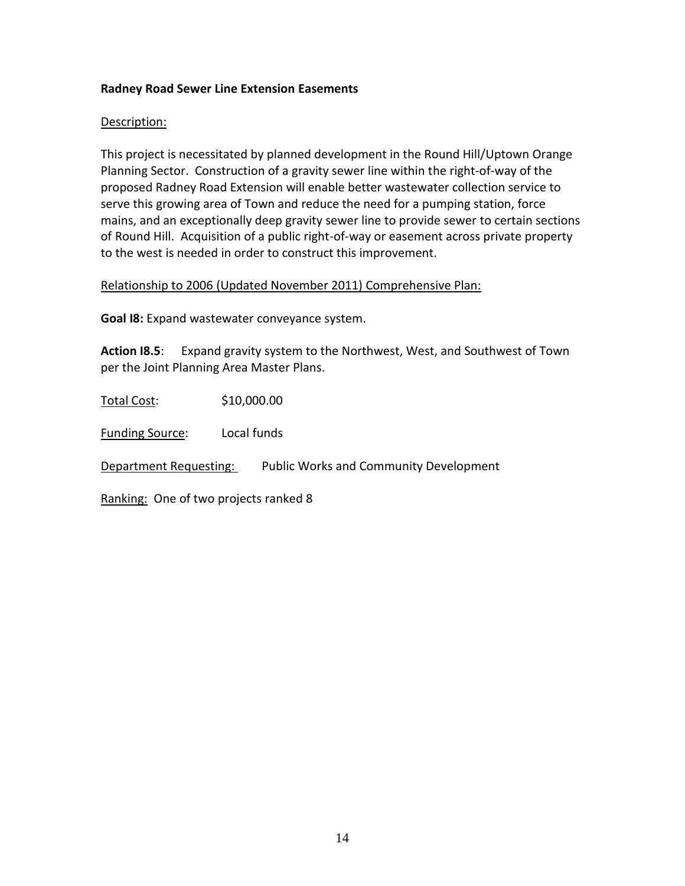**Radney Road Sewer Line Extension Easements**

Description:

This project is necessitated by planned development in the Round Hill/Uptown Orange Planning Sector. Construction of a gravity sewer line within the right-of-way of the proposed Radney Road Extension will enable better wastewater collection service to serve this growing area of Town and reduce the need for a pumping station, force mains, and an exceptionally deep gravity sewer line to provide sewer to certain sections of Round Hill. Acquisition of a public right-of-way or easement across private property to the west is needed in order to construct this improvement.

Relationship to 2006 (Updated November 2011) Comprehensive Plan:

**Goal I8:** Expand wastewater conveyance system.

**Action I8.5**: Expand gravity system to the Northwest, West, and Southwest of Town per the Joint Planning Area Master Plans.

Total Cost: $10,000.00

Funding Source: Local funds

Department Requesting: Public Works and Community Development

Ranking: One of two projects ranked 8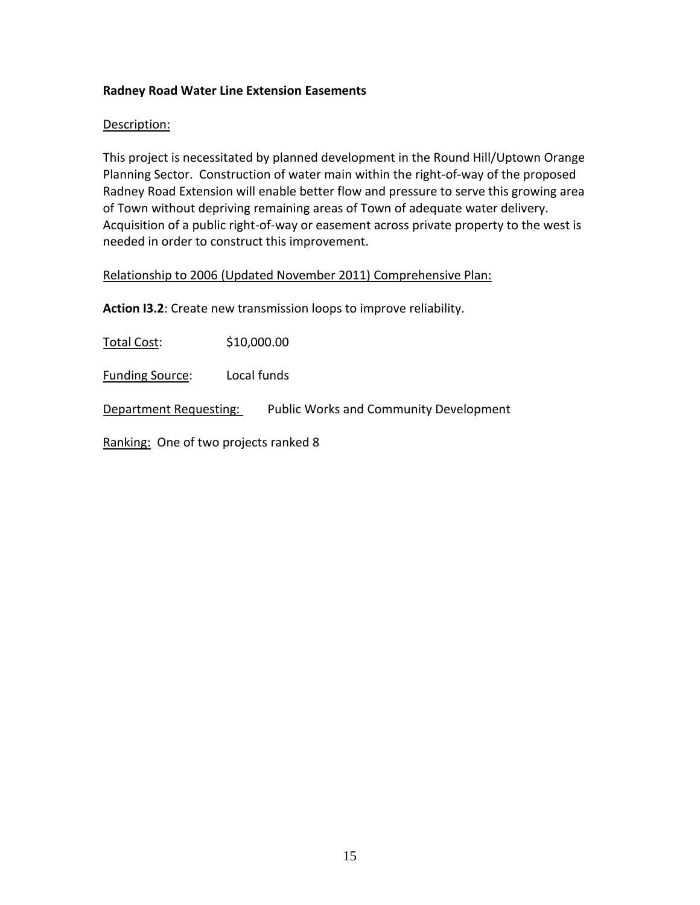**Radney Road Water Line Extension Easements**

Description:

This project is necessitated by planned development in the Round Hill/Uptown Orange Planning Sector. Construction of water main within the right-of-way of the proposed Radney Road Extension will enable better flow and pressure to serve this growing area of Town without depriving remaining areas of Town of adequate water delivery. Acquisition of a public right-of-way or easement across private property to the west is needed in order to construct this improvement.

Relationship to 2006 (Updated November 2011) Comprehensive Plan:

**Action I3.2**: Create new transmission loops to improve reliability.

Total Cost: $10,000.00

Funding Source: Local funds

Department Requesting: Public Works and Community Development

Ranking: One of two projects ranked 8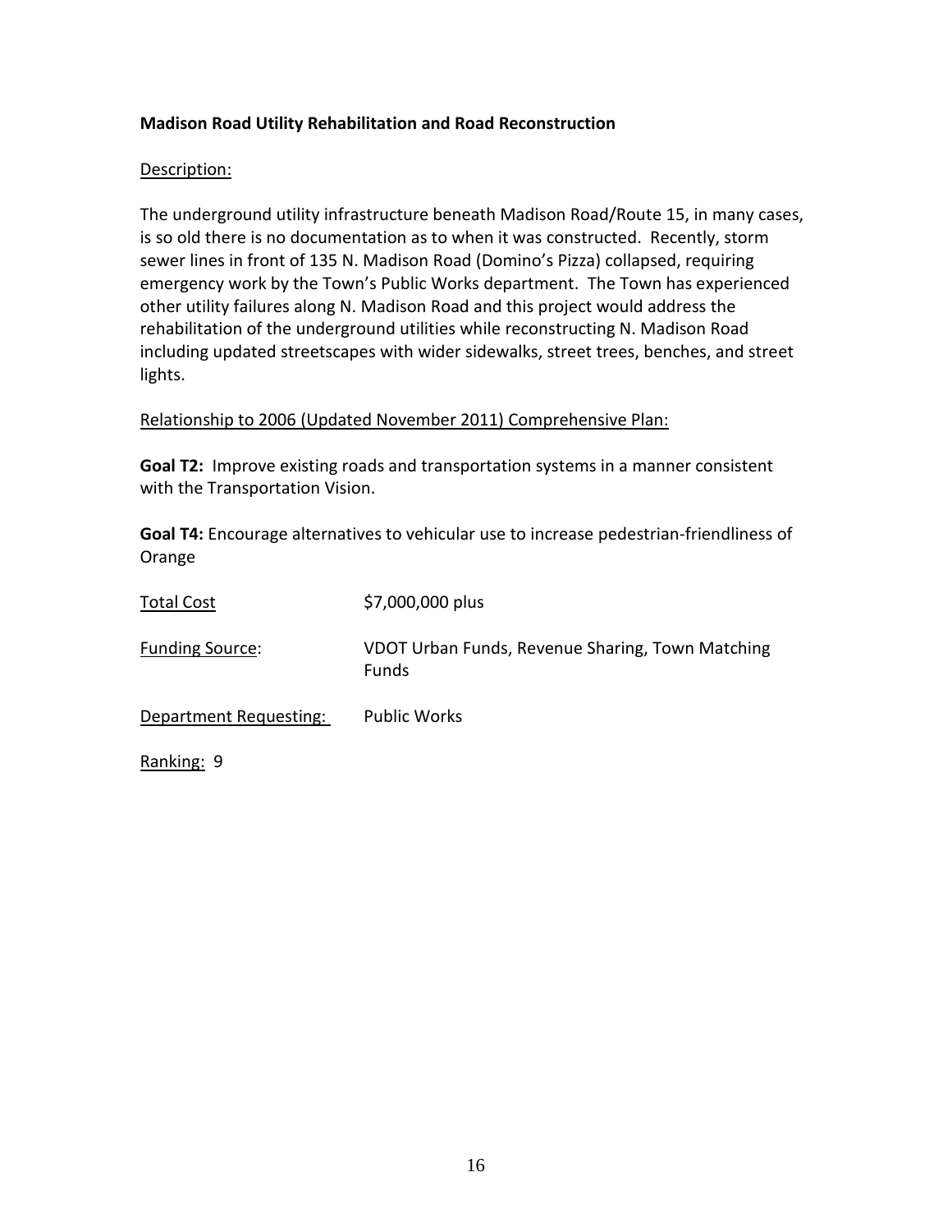**Madison Road Utility Rehabilitation and Road Reconstruction**

Description:

The underground utility infrastructure beneath Madison Road/Route 15, in many cases, is so old there is no documentation as to when it was constructed. Recently, storm sewer lines in front of 135 N. Madison Road (Domino's Pizza) collapsed, requiring emergency work by the Town's Public Works department. The Town has experienced other utility failures along N. Madison Road and this project would address the rehabilitation of the underground utilities while reconstructing N. Madison Road including updated streetscapes with wider sidewalks, street trees, benches, and street lights.

Relationship to 2006 (Updated November 2011) Comprehensive Plan:

**Goal T2:** Improve existing roads and transportation systems in a manner consistent with the Transportation Vision.

**Goal T4:** Encourage alternatives to vehicular use to increase pedestrian-friendliness of Orange

Total Cost: $7,000,000 plus

Funding Source: VDOT Urban Funds, Revenue Sharing, Town Matching Funds

Department Requesting: Public Works

Ranking: 9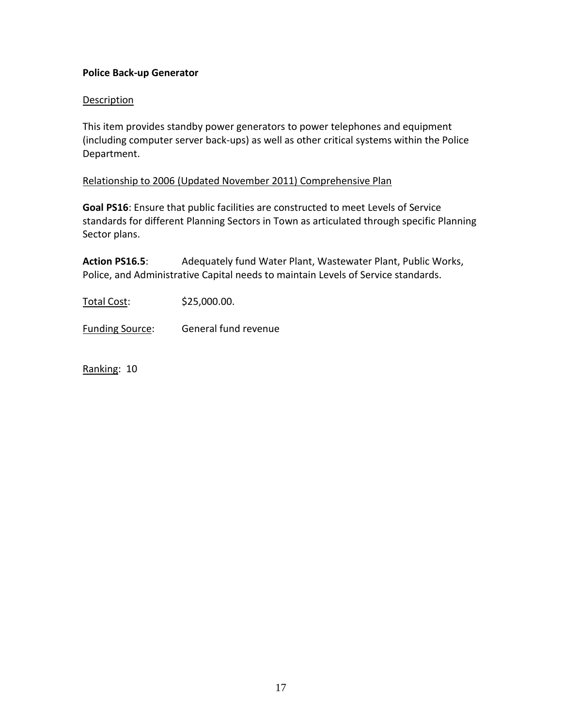**Police Back-up Generator**

<u>Description</u>

This item provides standby power generators to power telephones and equipment (including computer server back-ups) as well as other critical systems within the Police Department.

<u>Relationship to 2006 (Updated November 2011) Comprehensive Plan</u>

**Goal PS16**: Ensure that public facilities are constructed to meet Levels of Service standards for different Planning Sectors in Town as articulated through specific Planning Sector plans.

**Action PS16.5**: Adequately fund Water Plant, Wastewater Plant, Public Works, Police, and Administrative Capital needs to maintain Levels of Service standards.

<u>Total Cost</u>: $25,000.00.

<u>Funding Source</u>: General fund revenue

<u>Ranking</u>: 10